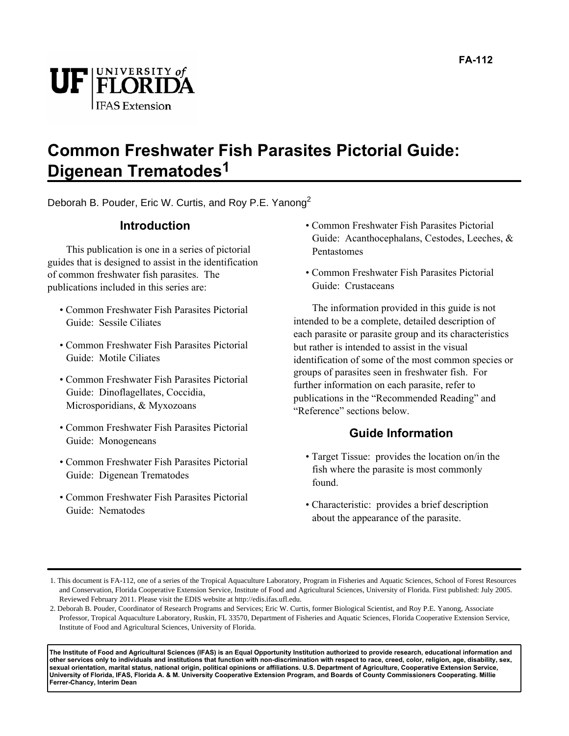FA-112

# Common Freshwater Fish Parasites Pictorial Guide: Digenean Trematodes[1]

Deborah B. Pouder, Eric W. Curtis, and Roy P.E. Yanong[2]

## Introduction

This publication is one in a series of pictorial guides that is designed to assist in the identification of common freshwater fish parasites. The publications included in this series are:

- Common Freshwater Fish Parasites Pictorial Guide: Sessile Ciliates
- Common Freshwater Fish Parasites Pictorial Guide: Motile Ciliates
- Common Freshwater Fish Parasites Pictorial Guide: Dinoflagellates, Coccidia, Microsporidians, & Myxozoans
- Common Freshwater Fish Parasites Pictorial Guide: Monogeneans
- Common Freshwater Fish Parasites Pictorial Guide: Digenean Trematodes
- Common Freshwater Fish Parasites Pictorial Guide: Nematodes
- Common Freshwater Fish Parasites Pictorial Guide: Acanthocephalans, Cestodes, Leeches, & Pentastomes
- Common Freshwater Fish Parasites Pictorial Guide: Crustaceans

The information provided in this guide is not intended to be a complete, detailed description of each parasite or parasite group and its characteristics but rather is intended to assist in the visual identification of some of the most common species or groups of parasites seen in freshwater fish. For further information on each parasite, refer to publications in the "Recommended Reading" and "Reference" sections below.

## Guide Information

- Target Tissue: provides the location on/in the fish where the parasite is most commonly found.
- Characteristic: provides a brief description about the appearance of the parasite.

---

1. This document is FA-112, one of a series of the Tropical Aquaculture Laboratory, Program in Fisheries and Aquatic Sciences, School of Forest Resources and Conservation, Florida Cooperative Extension Service, Institute of Food and Agricultural Sciences, University of Florida. First published: July 2005. Reviewed February 2011. Please visit the EDIS website at http://edis.ifas.ufl.edu.
2. Deborah B. Pouder, Coordinator of Research Programs and Services; Eric W. Curtis, former Biological Scientist, and Roy P.E. Yanong, Associate Professor, Tropical Aquaculture Laboratory, Ruskin, FL 33570, Department of Fisheries and Aquatic Sciences, Florida Cooperative Extension Service, Institute of Food and Agricultural Sciences, University of Florida.

**The Institute of Food and Agricultural Sciences (IFAS) is an Equal Opportunity Institution authorized to provide research, educational information and other services only to individuals and institutions that function with non-discrimination with respect to race, creed, color, religion, age, disability, sex, sexual orientation, marital status, national origin, political opinions or affiliations. U.S. Department of Agriculture, Cooperative Extension Service, University of Florida, IFAS, Florida A. & M. University Cooperative Extension Program, and Boards of County Commissioners Cooperating. Millie Ferrer-Chancy, Interim Dean**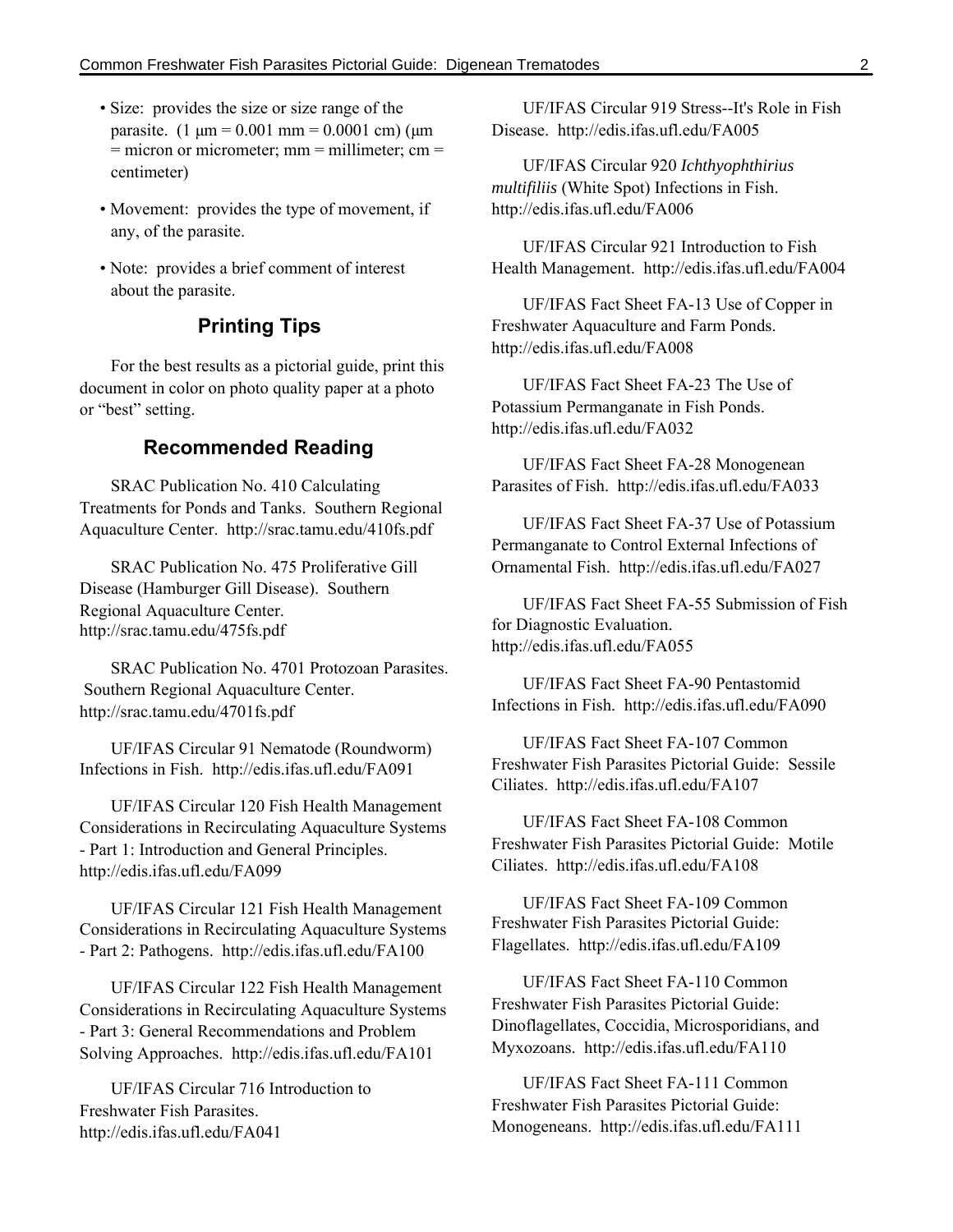- Size: provides the size or size range of the parasite. (1 µm = 0.001 mm = 0.0001 cm) (µm = micron or micrometer; mm = millimeter; cm = centimeter)
- Movement: provides the type of movement, if any, of the parasite.
- Note: provides a brief comment of interest about the parasite.

## Printing Tips

For the best results as a pictorial guide, print this document in color on photo quality paper at a photo or "best" setting.

## Recommended Reading

SRAC Publication No. 410 Calculating Treatments for Ponds and Tanks. Southern Regional Aquaculture Center. http://srac.tamu.edu/410fs.pdf

SRAC Publication No. 475 Proliferative Gill Disease (Hamburger Gill Disease). Southern Regional Aquaculture Center. http://srac.tamu.edu/475fs.pdf

SRAC Publication No. 4701 Protozoan Parasites. Southern Regional Aquaculture Center. http://srac.tamu.edu/4701fs.pdf

UF/IFAS Circular 91 Nematode (Roundworm) Infections in Fish. http://edis.ifas.ufl.edu/FA091

UF/IFAS Circular 120 Fish Health Management Considerations in Recirculating Aquaculture Systems - Part 1: Introduction and General Principles. http://edis.ifas.ufl.edu/FA099

UF/IFAS Circular 121 Fish Health Management Considerations in Recirculating Aquaculture Systems - Part 2: Pathogens. http://edis.ifas.ufl.edu/FA100

UF/IFAS Circular 122 Fish Health Management Considerations in Recirculating Aquaculture Systems - Part 3: General Recommendations and Problem Solving Approaches. http://edis.ifas.ufl.edu/FA101

UF/IFAS Circular 716 Introduction to Freshwater Fish Parasites. http://edis.ifas.ufl.edu/FA041

UF/IFAS Circular 919 Stress--It's Role in Fish Disease. http://edis.ifas.ufl.edu/FA005

UF/IFAS Circular 920 *Ichthyophthirius multifiliis* (White Spot) Infections in Fish. http://edis.ifas.ufl.edu/FA006

UF/IFAS Circular 921 Introduction to Fish Health Management. http://edis.ifas.ufl.edu/FA004

UF/IFAS Fact Sheet FA-13 Use of Copper in Freshwater Aquaculture and Farm Ponds. http://edis.ifas.ufl.edu/FA008

UF/IFAS Fact Sheet FA-23 The Use of Potassium Permanganate in Fish Ponds. http://edis.ifas.ufl.edu/FA032

UF/IFAS Fact Sheet FA-28 Monogenean Parasites of Fish. http://edis.ifas.ufl.edu/FA033

UF/IFAS Fact Sheet FA-37 Use of Potassium Permanganate to Control External Infections of Ornamental Fish. http://edis.ifas.ufl.edu/FA027

UF/IFAS Fact Sheet FA-55 Submission of Fish for Diagnostic Evaluation. http://edis.ifas.ufl.edu/FA055

UF/IFAS Fact Sheet FA-90 Pentastomid Infections in Fish. http://edis.ifas.ufl.edu/FA090

UF/IFAS Fact Sheet FA-107 Common Freshwater Fish Parasites Pictorial Guide: Sessile Ciliates. http://edis.ifas.ufl.edu/FA107

UF/IFAS Fact Sheet FA-108 Common Freshwater Fish Parasites Pictorial Guide: Motile Ciliates. http://edis.ifas.ufl.edu/FA108

UF/IFAS Fact Sheet FA-109 Common Freshwater Fish Parasites Pictorial Guide: Flagellates. http://edis.ifas.ufl.edu/FA109

UF/IFAS Fact Sheet FA-110 Common Freshwater Fish Parasites Pictorial Guide: Dinoflagellates, Coccidia, Microsporidians, and Myxozoans. http://edis.ifas.ufl.edu/FA110

UF/IFAS Fact Sheet FA-111 Common Freshwater Fish Parasites Pictorial Guide: Monogeneans. http://edis.ifas.ufl.edu/FA111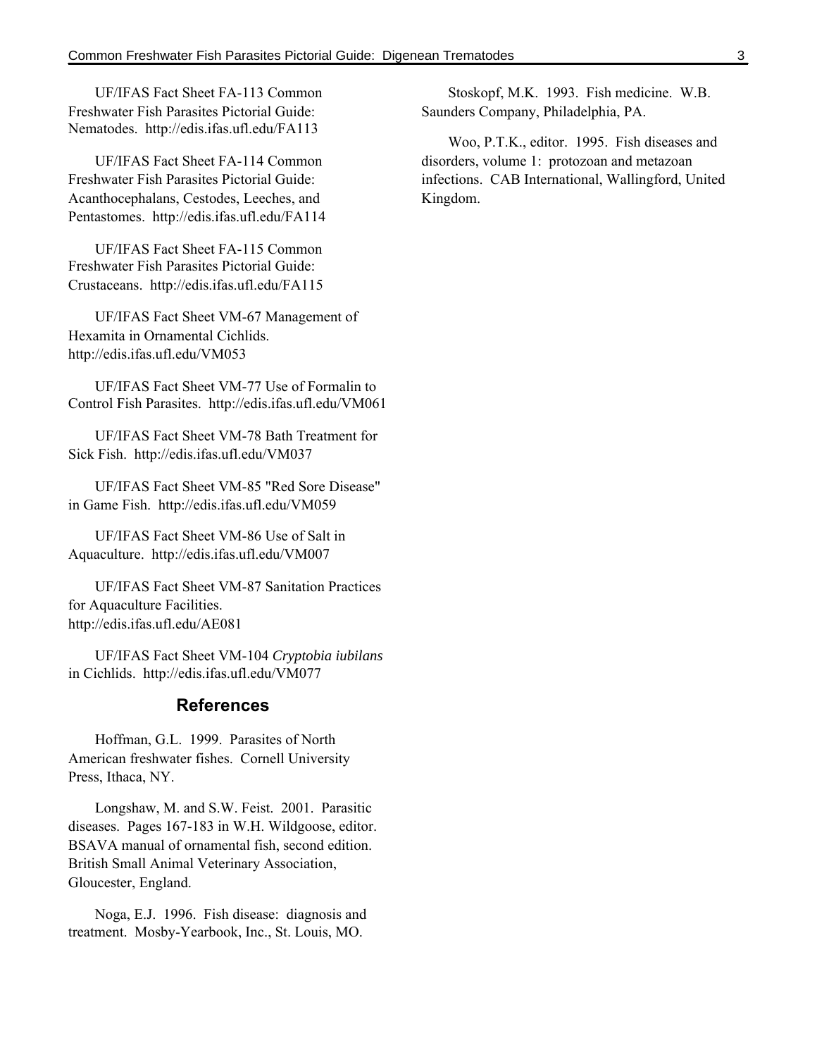UF/IFAS Fact Sheet FA-113 Common Freshwater Fish Parasites Pictorial Guide: Nematodes. http://edis.ifas.ufl.edu/FA113

UF/IFAS Fact Sheet FA-114 Common Freshwater Fish Parasites Pictorial Guide: Acanthocephalans, Cestodes, Leeches, and Pentastomes. http://edis.ifas.ufl.edu/FA114

UF/IFAS Fact Sheet FA-115 Common Freshwater Fish Parasites Pictorial Guide: Crustaceans. http://edis.ifas.ufl.edu/FA115

UF/IFAS Fact Sheet VM-67 Management of Hexamita in Ornamental Cichlids. http://edis.ifas.ufl.edu/VM053

UF/IFAS Fact Sheet VM-77 Use of Formalin to Control Fish Parasites. http://edis.ifas.ufl.edu/VM061

UF/IFAS Fact Sheet VM-78 Bath Treatment for Sick Fish. http://edis.ifas.ufl.edu/VM037

UF/IFAS Fact Sheet VM-85 "Red Sore Disease" in Game Fish. http://edis.ifas.ufl.edu/VM059

UF/IFAS Fact Sheet VM-86 Use of Salt in Aquaculture. http://edis.ifas.ufl.edu/VM007

UF/IFAS Fact Sheet VM-87 Sanitation Practices for Aquaculture Facilities. http://edis.ifas.ufl.edu/AE081

UF/IFAS Fact Sheet VM-104 *Cryptobia iubilans* in Cichlids. http://edis.ifas.ufl.edu/VM077

## References

Hoffman, G.L. 1999. Parasites of North American freshwater fishes. Cornell University Press, Ithaca, NY.

Longshaw, M. and S.W. Feist. 2001. Parasitic diseases. Pages 167-183 in W.H. Wildgoose, editor. BSAVA manual of ornamental fish, second edition. British Small Animal Veterinary Association, Gloucester, England.

Noga, E.J. 1996. Fish disease: diagnosis and treatment. Mosby-Yearbook, Inc., St. Louis, MO.

Stoskopf, M.K. 1993. Fish medicine. W.B. Saunders Company, Philadelphia, PA.

Woo, P.T.K., editor. 1995. Fish diseases and disorders, volume 1: protozoan and metazoan infections. CAB International, Wallingford, United Kingdom.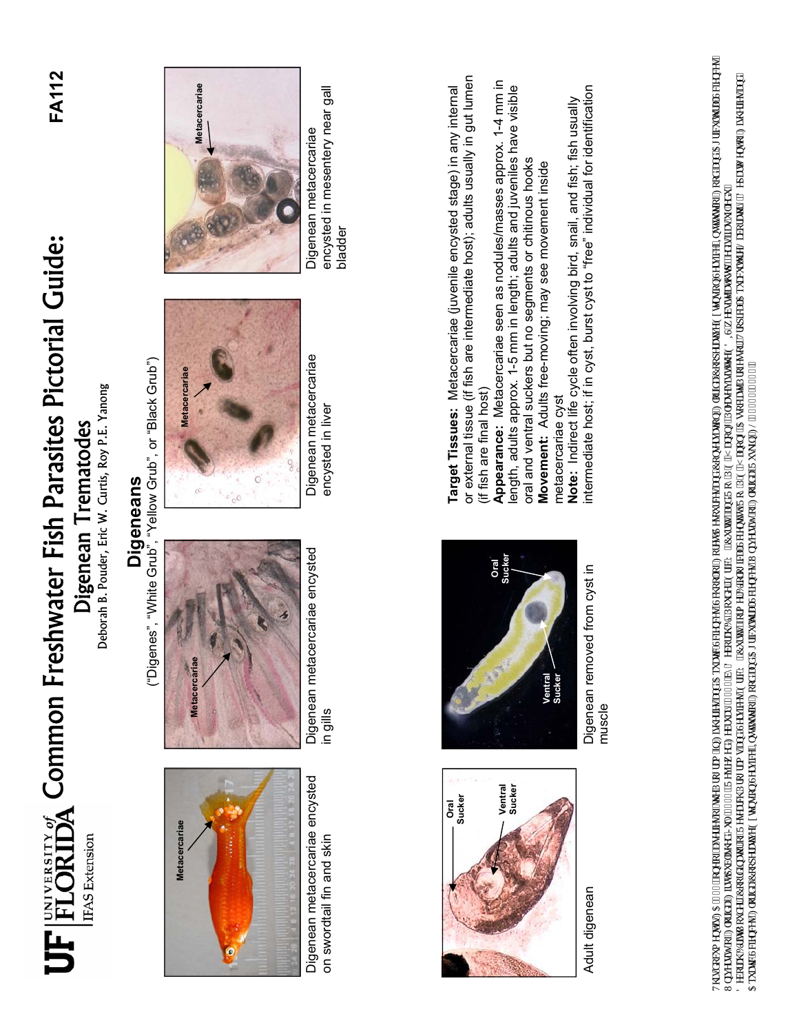# Common Freshwater Fish Parasites Pictorial Guide:

## Digenean Trematodes

Deborah B. Pouder, Eric W. Curtis, Roy P.E. Yanong

FA112

### Digeneans

("Digenes", "White Grub", "Yellow Grub", or "Black Grub")

Metacercariae

Digenean metacercariae encysted on swordtail fin and skin

Metacercariae

Digenean metacercariae encysted in gills

Metacercariae

Digenean metacercariae encysted in liver

Metacercariae

Digenean metacercariae encysted in mesentery near gall bladder

Oral Sucker

Ventral Sucker

Adult digenean

Oral Sucker

Ventral Sucker

Digenean removed from cyst in muscle

**Target Tissues:** Metacercariae (juvenile encysted stage) in any internal or external tissue (if fish are intermediate host); adults usually in gut lumen (if fish are final host)

**Appearance:** Metacercariae seen as nodules/masses approx. 1-4 mm in length, adults approx. 1-5 mm in length; adults and juveniles have visible oral and ventral suckers but no segments or chitinous hooks

**Movement:** Adults free-moving; may see movement inside metacercariae cyst

**Note:** Indirect life cycle often involving bird, snail, and fish; fish usually intermediate host; if in cyst, burst cyst to "free" individual for identification